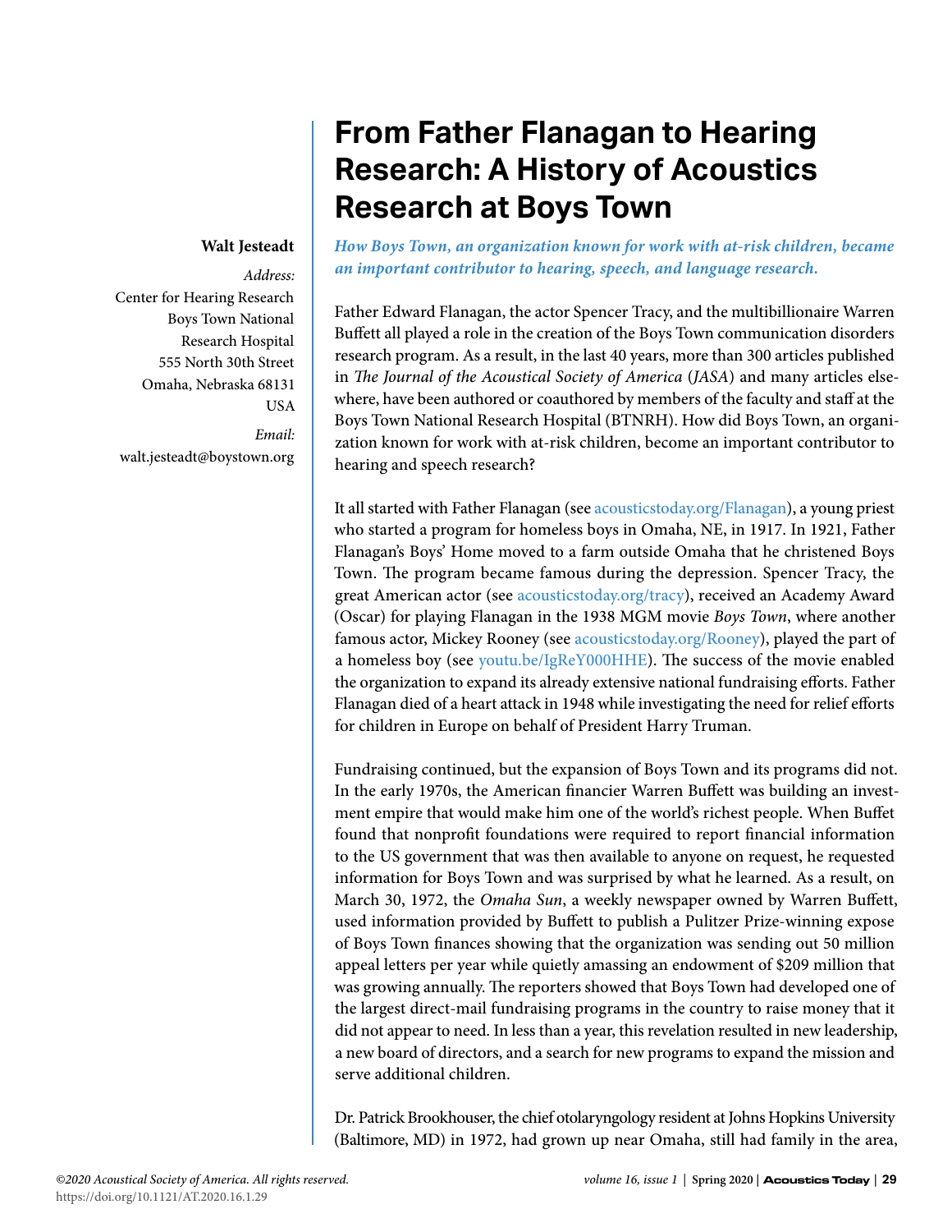# From Father Flanagan to Hearing Research: A History of Acoustics Research at Boys Town

**Walt Jesteadt**

*Address:*
Center for Hearing Research
Boys Town National
Research Hospital
555 North 30th Street
Omaha, Nebraska 68131
USA

*Email:*
walt.jesteadt@boystown.org

***How Boys Town, an organization known for work with at-risk children, became an important contributor to hearing, speech, and language research.***

Father Edward Flanagan, the actor Spencer Tracy, and the multibillionaire Warren Buffett all played a role in the creation of the Boys Town communication disorders research program. As a result, in the last 40 years, more than 300 articles published in *The Journal of the Acoustical Society of America* (*JASA*) and many articles elsewhere, have been authored or coauthored by members of the faculty and staff at the Boys Town National Research Hospital (BTNRH). How did Boys Town, an organization known for work with at-risk children, become an important contributor to hearing and speech research?

It all started with Father Flanagan (see acousticstoday.org/Flanagan), a young priest who started a program for homeless boys in Omaha, NE, in 1917. In 1921, Father Flanagan's Boys' Home moved to a farm outside Omaha that he christened Boys Town. The program became famous during the depression. Spencer Tracy, the great American actor (see acousticstoday.org/tracy), received an Academy Award (Oscar) for playing Flanagan in the 1938 MGM movie *Boys Town*, where another famous actor, Mickey Rooney (see acousticstoday.org/Rooney), played the part of a homeless boy (see youtu.be/IgReY000HHE). The success of the movie enabled the organization to expand its already extensive national fundraising efforts. Father Flanagan died of a heart attack in 1948 while investigating the need for relief efforts for children in Europe on behalf of President Harry Truman.

Fundraising continued, but the expansion of Boys Town and its programs did not. In the early 1970s, the American financier Warren Buffett was building an investment empire that would make him one of the world's richest people. When Buffet found that nonprofit foundations were required to report financial information to the US government that was then available to anyone on request, he requested information for Boys Town and was surprised by what he learned. As a result, on March 30, 1972, the *Omaha Sun*, a weekly newspaper owned by Warren Buffett, used information provided by Buffett to publish a Pulitzer Prize-winning expose of Boys Town finances showing that the organization was sending out 50 million appeal letters per year while quietly amassing an endowment of $209 million that was growing annually. The reporters showed that Boys Town had developed one of the largest direct-mail fundraising programs in the country to raise money that it did not appear to need. In less than a year, this revelation resulted in new leadership, a new board of directors, and a search for new programs to expand the mission and serve additional children.

Dr. Patrick Brookhouser, the chief otolaryngology resident at Johns Hopkins University (Baltimore, MD) in 1972, had grown up near Omaha, still had family in the area,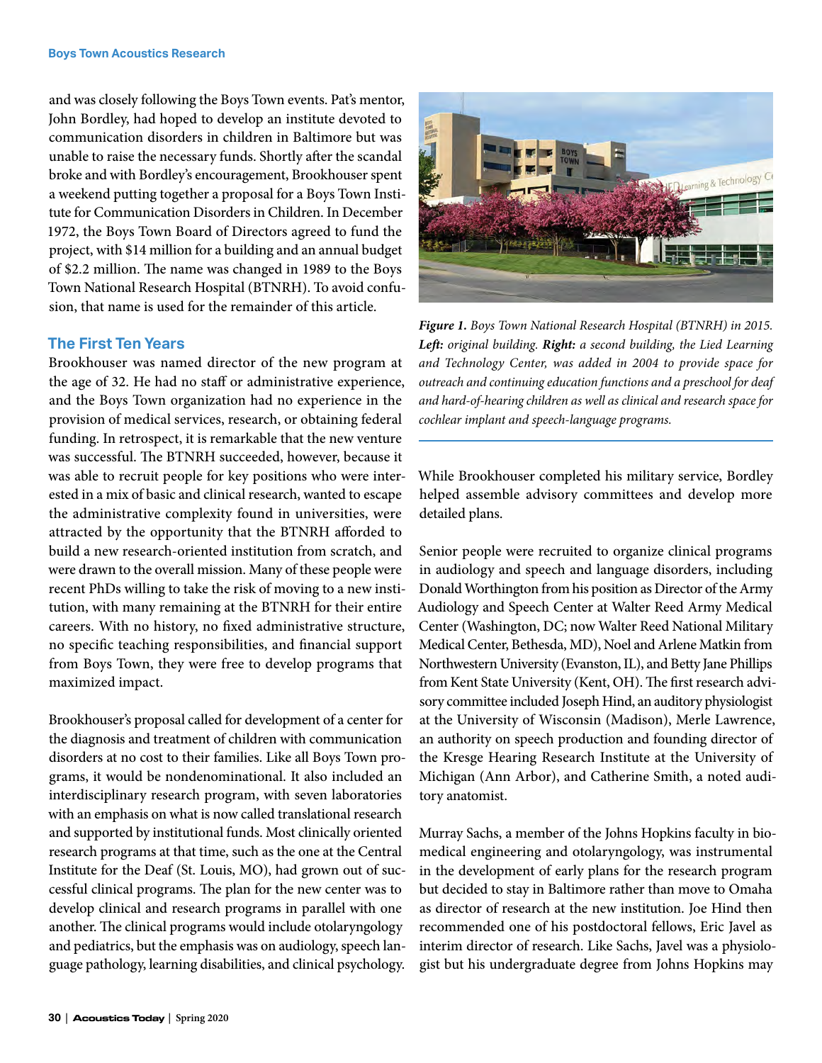and was closely following the Boys Town events. Pat's mentor, John Bordley, had hoped to develop an institute devoted to communication disorders in children in Baltimore but was unable to raise the necessary funds. Shortly after the scandal broke and with Bordley's encouragement, Brookhouser spent a weekend putting together a proposal for a Boys Town Institute for Communication Disorders in Children. In December 1972, the Boys Town Board of Directors agreed to fund the project, with $14 million for a building and an annual budget of $2.2 million. The name was changed in 1989 to the Boys Town National Research Hospital (BTNRH). To avoid confusion, that name is used for the remainder of this article.

## The First Ten Years

Brookhouser was named director of the new program at the age of 32. He had no staff or administrative experience, and the Boys Town organization had no experience in the provision of medical services, research, or obtaining federal funding. In retrospect, it is remarkable that the new venture was successful. The BTNRH succeeded, however, because it was able to recruit people for key positions who were interested in a mix of basic and clinical research, wanted to escape the administrative complexity found in universities, were attracted by the opportunity that the BTNRH afforded to build a new research-oriented institution from scratch, and were drawn to the overall mission. Many of these people were recent PhDs willing to take the risk of moving to a new institution, with many remaining at the BTNRH for their entire careers. With no history, no fixed administrative structure, no specific teaching responsibilities, and financial support from Boys Town, they were free to develop programs that maximized impact.

Brookhouser's proposal called for development of a center for the diagnosis and treatment of children with communication disorders at no cost to their families. Like all Boys Town programs, it would be nondenominational. It also included an interdisciplinary research program, with seven laboratories with an emphasis on what is now called translational research and supported by institutional funds. Most clinically oriented research programs at that time, such as the one at the Central Institute for the Deaf (St. Louis, MO), had grown out of successful clinical programs. The plan for the new center was to develop clinical and research programs in parallel with one another. The clinical programs would include otolaryngology and pediatrics, but the emphasis was on audiology, speech language pathology, learning disabilities, and clinical psychology.

***Figure 1.*** *Boys Town National Research Hospital (BTNRH) in 2015.* ***Left:*** *original building.* ***Right:*** *a second building, the Lied Learning and Technology Center, was added in 2004 to provide space for outreach and continuing education functions and a preschool for deaf and hard-of-hearing children as well as clinical and research space for cochlear implant and speech-language programs.*

While Brookhouser completed his military service, Bordley helped assemble advisory committees and develop more detailed plans.

Senior people were recruited to organize clinical programs in audiology and speech and language disorders, including Donald Worthington from his position as Director of the Army Audiology and Speech Center at Walter Reed Army Medical Center (Washington, DC; now Walter Reed National Military Medical Center, Bethesda, MD), Noel and Arlene Matkin from Northwestern University (Evanston, IL), and Betty Jane Phillips from Kent State University (Kent, OH). The first research advisory committee included Joseph Hind, an auditory physiologist at the University of Wisconsin (Madison), Merle Lawrence, an authority on speech production and founding director of the Kresge Hearing Research Institute at the University of Michigan (Ann Arbor), and Catherine Smith, a noted auditory anatomist.

Murray Sachs, a member of the Johns Hopkins faculty in biomedical engineering and otolaryngology, was instrumental in the development of early plans for the research program but decided to stay in Baltimore rather than move to Omaha as director of research at the new institution. Joe Hind then recommended one of his postdoctoral fellows, Eric Javel as interim director of research. Like Sachs, Javel was a physiologist but his undergraduate degree from Johns Hopkins may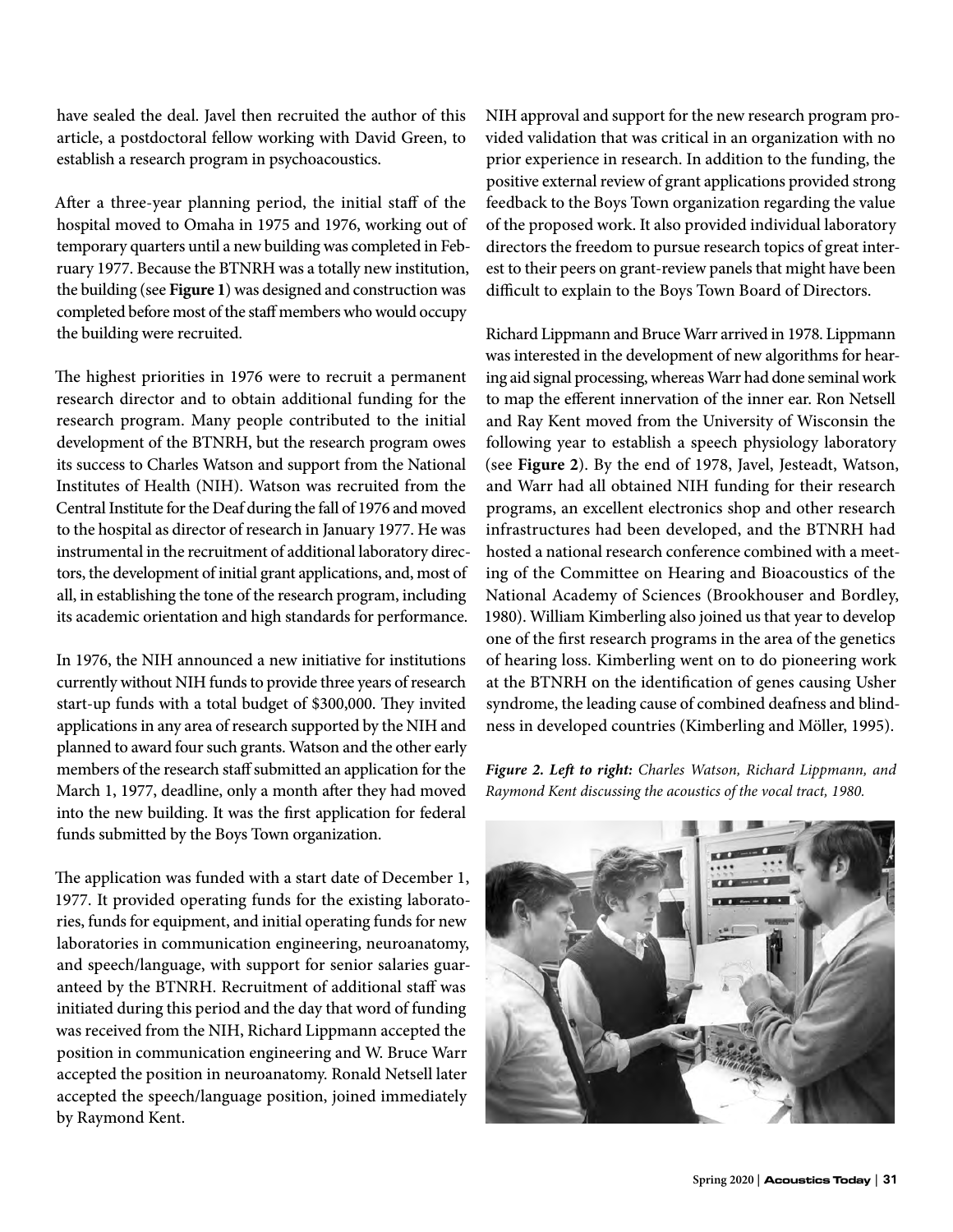have sealed the deal. Javel then recruited the author of this article, a postdoctoral fellow working with David Green, to establish a research program in psychoacoustics.

After a three-year planning period, the initial staff of the hospital moved to Omaha in 1975 and 1976, working out of temporary quarters until a new building was completed in February 1977. Because the BTNRH was a totally new institution, the building (see **Figure 1**) was designed and construction was completed before most of the staff members who would occupy the building were recruited.

The highest priorities in 1976 were to recruit a permanent research director and to obtain additional funding for the research program. Many people contributed to the initial development of the BTNRH, but the research program owes its success to Charles Watson and support from the National Institutes of Health (NIH). Watson was recruited from the Central Institute for the Deaf during the fall of 1976 and moved to the hospital as director of research in January 1977. He was instrumental in the recruitment of additional laboratory directors, the development of initial grant applications, and, most of all, in establishing the tone of the research program, including its academic orientation and high standards for performance.

In 1976, the NIH announced a new initiative for institutions currently without NIH funds to provide three years of research start-up funds with a total budget of $300,000. They invited applications in any area of research supported by the NIH and planned to award four such grants. Watson and the other early members of the research staff submitted an application for the March 1, 1977, deadline, only a month after they had moved into the new building. It was the first application for federal funds submitted by the Boys Town organization.

The application was funded with a start date of December 1, 1977. It provided operating funds for the existing laboratories, funds for equipment, and initial operating funds for new laboratories in communication engineering, neuroanatomy, and speech/language, with support for senior salaries guaranteed by the BTNRH. Recruitment of additional staff was initiated during this period and the day that word of funding was received from the NIH, Richard Lippmann accepted the position in communication engineering and W. Bruce Warr accepted the position in neuroanatomy. Ronald Netsell later accepted the speech/language position, joined immediately by Raymond Kent.

NIH approval and support for the new research program provided validation that was critical in an organization with no prior experience in research. In addition to the funding, the positive external review of grant applications provided strong feedback to the Boys Town organization regarding the value of the proposed work. It also provided individual laboratory directors the freedom to pursue research topics of great interest to their peers on grant-review panels that might have been difficult to explain to the Boys Town Board of Directors.

Richard Lippmann and Bruce Warr arrived in 1978. Lippmann was interested in the development of new algorithms for hearing aid signal processing, whereas Warr had done seminal work to map the efferent innervation of the inner ear. Ron Netsell and Ray Kent moved from the University of Wisconsin the following year to establish a speech physiology laboratory (see **Figure 2**). By the end of 1978, Javel, Jesteadt, Watson, and Warr had all obtained NIH funding for their research programs, an excellent electronics shop and other research infrastructures had been developed, and the BTNRH had hosted a national research conference combined with a meeting of the Committee on Hearing and Bioacoustics of the National Academy of Sciences (Brookhouser and Bordley, 1980). William Kimberling also joined us that year to develop one of the first research programs in the area of the genetics of hearing loss. Kimberling went on to do pioneering work at the BTNRH on the identification of genes causing Usher syndrome, the leading cause of combined deafness and blindness in developed countries (Kimberling and Möller, 1995).

***Figure 2. Left to right:*** *Charles Watson, Richard Lippmann, and Raymond Kent discussing the acoustics of the vocal tract, 1980.*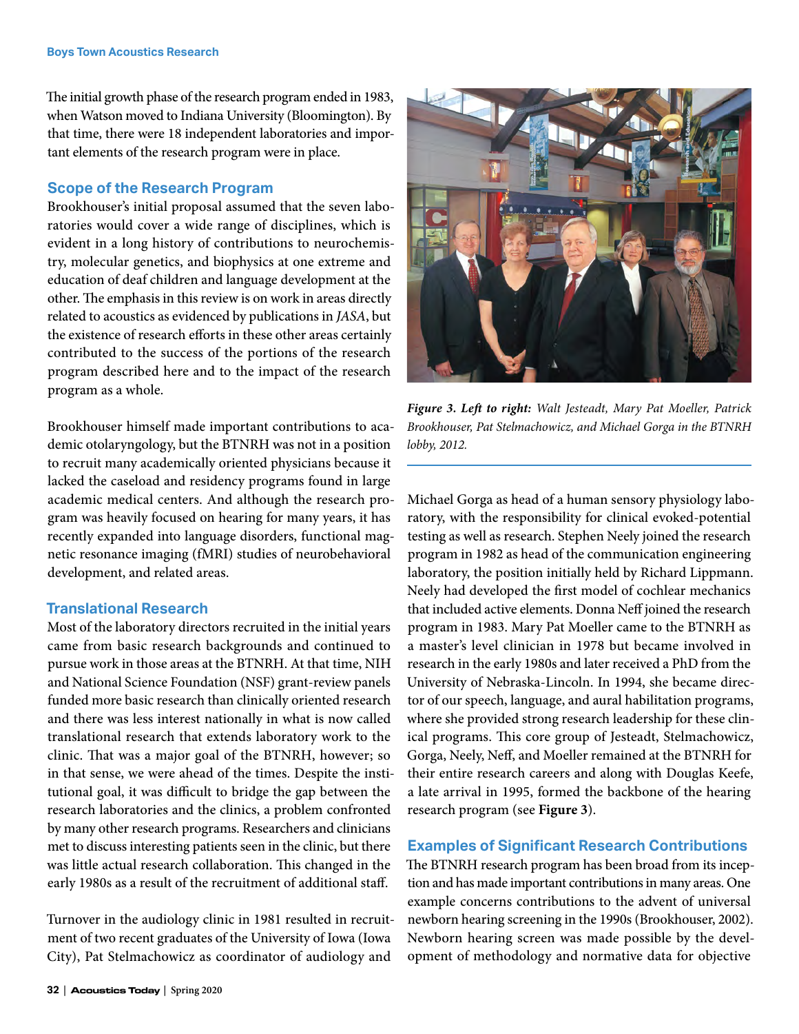The initial growth phase of the research program ended in 1983, when Watson moved to Indiana University (Bloomington). By that time, there were 18 independent laboratories and important elements of the research program were in place.

## Scope of the Research Program

Brookhouser's initial proposal assumed that the seven laboratories would cover a wide range of disciplines, which is evident in a long history of contributions to neurochemistry, molecular genetics, and biophysics at one extreme and education of deaf children and language development at the other. The emphasis in this review is on work in areas directly related to acoustics as evidenced by publications in *JASA*, but the existence of research efforts in these other areas certainly contributed to the success of the portions of the research program described here and to the impact of the research program as a whole.

Brookhouser himself made important contributions to academic otolaryngology, but the BTNRH was not in a position to recruit many academically oriented physicians because it lacked the caseload and residency programs found in large academic medical centers. And although the research program was heavily focused on hearing for many years, it has recently expanded into language disorders, functional magnetic resonance imaging (fMRI) studies of neurobehavioral development, and related areas.

## Translational Research

Most of the laboratory directors recruited in the initial years came from basic research backgrounds and continued to pursue work in those areas at the BTNRH. At that time, NIH and National Science Foundation (NSF) grant-review panels funded more basic research than clinically oriented research and there was less interest nationally in what is now called translational research that extends laboratory work to the clinic. That was a major goal of the BTNRH, however; so in that sense, we were ahead of the times. Despite the institutional goal, it was difficult to bridge the gap between the research laboratories and the clinics, a problem confronted by many other research programs. Researchers and clinicians met to discuss interesting patients seen in the clinic, but there was little actual research collaboration. This changed in the early 1980s as a result of the recruitment of additional staff.

Turnover in the audiology clinic in 1981 resulted in recruitment of two recent graduates of the University of Iowa (Iowa City), Pat Stelmachowicz as coordinator of audiology and Michael Gorga as head of a human sensory physiology laboratory, with the responsibility for clinical evoked-potential testing as well as research. Stephen Neely joined the research program in 1982 as head of the communication engineering laboratory, the position initially held by Richard Lippmann. Neely had developed the first model of cochlear mechanics that included active elements. Donna Neff joined the research program in 1983. Mary Pat Moeller came to the BTNRH as a master's level clinician in 1978 but became involved in research in the early 1980s and later received a PhD from the University of Nebraska-Lincoln. In 1994, she became director of our speech, language, and aural habilitation programs, where she provided strong research leadership for these clinical programs. This core group of Jesteadt, Stelmachowicz, Gorga, Neely, Neff, and Moeller remained at the BTNRH for their entire research careers and along with Douglas Keefe, a late arrival in 1995, formed the backbone of the hearing research program (see **Figure 3**).

***Figure 3. Left to right:*** *Walt Jesteadt, Mary Pat Moeller, Patrick Brookhouser, Pat Stelmachowicz, and Michael Gorga in the BTNRH lobby, 2012.*

## Examples of Significant Research Contributions

The BTNRH research program has been broad from its inception and has made important contributions in many areas. One example concerns contributions to the advent of universal newborn hearing screening in the 1990s (Brookhouser, 2002). Newborn hearing screen was made possible by the development of methodology and normative data for objective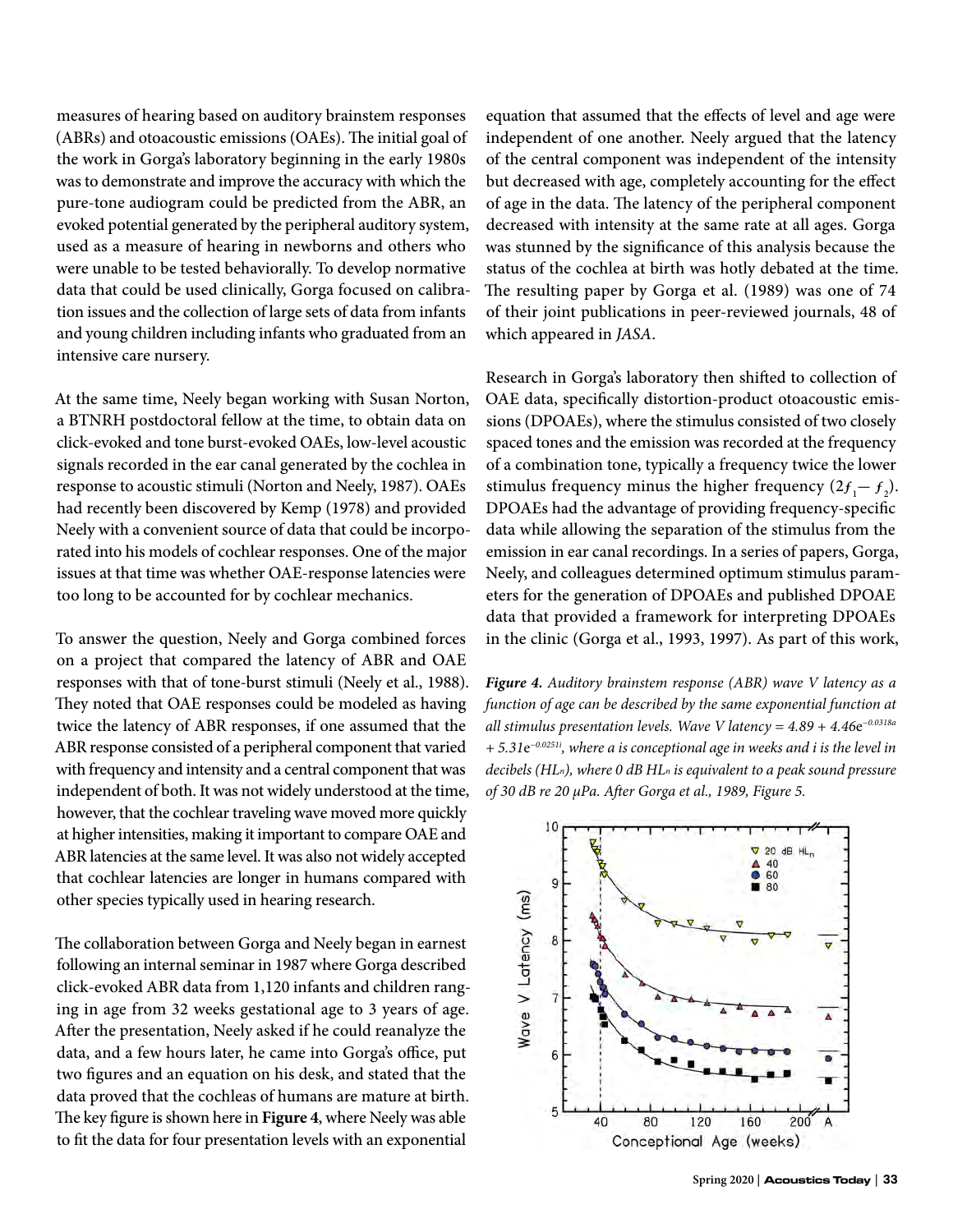measures of hearing based on auditory brainstem responses (ABRs) and otoacoustic emissions (OAEs). The initial goal of the work in Gorga's laboratory beginning in the early 1980s was to demonstrate and improve the accuracy with which the pure-tone audiogram could be predicted from the ABR, an evoked potential generated by the peripheral auditory system, used as a measure of hearing in newborns and others who were unable to be tested behaviorally. To develop normative data that could be used clinically, Gorga focused on calibration issues and the collection of large sets of data from infants and young children including infants who graduated from an intensive care nursery.

At the same time, Neely began working with Susan Norton, a BTNRH postdoctoral fellow at the time, to obtain data on click-evoked and tone burst-evoked OAEs, low-level acoustic signals recorded in the ear canal generated by the cochlea in response to acoustic stimuli (Norton and Neely, 1987). OAEs had recently been discovered by Kemp (1978) and provided Neely with a convenient source of data that could be incorporated into his models of cochlear responses. One of the major issues at that time was whether OAE-response latencies were too long to be accounted for by cochlear mechanics.

To answer the question, Neely and Gorga combined forces on a project that compared the latency of ABR and OAE responses with that of tone-burst stimuli (Neely et al., 1988). They noted that OAE responses could be modeled as having twice the latency of ABR responses, if one assumed that the ABR response consisted of a peripheral component that varied with frequency and intensity and a central component that was independent of both. It was not widely understood at the time, however, that the cochlear traveling wave moved more quickly at higher intensities, making it important to compare OAE and ABR latencies at the same level. It was also not widely accepted that cochlear latencies are longer in humans compared with other species typically used in hearing research.

The collaboration between Gorga and Neely began in earnest following an internal seminar in 1987 where Gorga described click-evoked ABR data from 1,120 infants and children ranging in age from 32 weeks gestational age to 3 years of age. After the presentation, Neely asked if he could reanalyze the data, and a few hours later, he came into Gorga's office, put two figures and an equation on his desk, and stated that the data proved that the cochleas of humans are mature at birth. The key figure is shown here in **Figure 4**, where Neely was able to fit the data for four presentation levels with an exponential equation that assumed that the effects of level and age were independent of one another. Neely argued that the latency of the central component was independent of the intensity but decreased with age, completely accounting for the effect of age in the data. The latency of the peripheral component decreased with intensity at the same rate at all ages. Gorga was stunned by the significance of this analysis because the status of the cochlea at birth was hotly debated at the time. The resulting paper by Gorga et al. (1989) was one of 74 of their joint publications in peer-reviewed journals, 48 of which appeared in *JASA*.

Research in Gorga's laboratory then shifted to collection of OAE data, specifically distortion-product otoacoustic emissions (DPOAEs), where the stimulus consisted of two closely spaced tones and the emission was recorded at the frequency of a combination tone, typically a frequency twice the lower stimulus frequency minus the higher frequency ($2f_1 - f_2$). DPOAEs had the advantage of providing frequency-specific data while allowing the separation of the stimulus from the emission in ear canal recordings. In a series of papers, Gorga, Neely, and colleagues determined optimum stimulus parameters for the generation of DPOAEs and published DPOAE data that provided a framework for interpreting DPOAEs in the clinic (Gorga et al., 1993, 1997). As part of this work,

***Figure 4.*** *Auditory brainstem response (ABR) wave V latency as a function of age can be described by the same exponential function at all stimulus presentation levels. Wave V latency =* $4.89 + 4.46e^{-0.0318a} + 5.31e^{-0.0251i}$*, where a is conceptional age in weeks and i is the level in decibels (*$HL_n$*), where 0 dB* $HL_n$ *is equivalent to a peak sound pressure of 30 dB re 20 μPa. After Gorga et al., 1989, Figure 5.*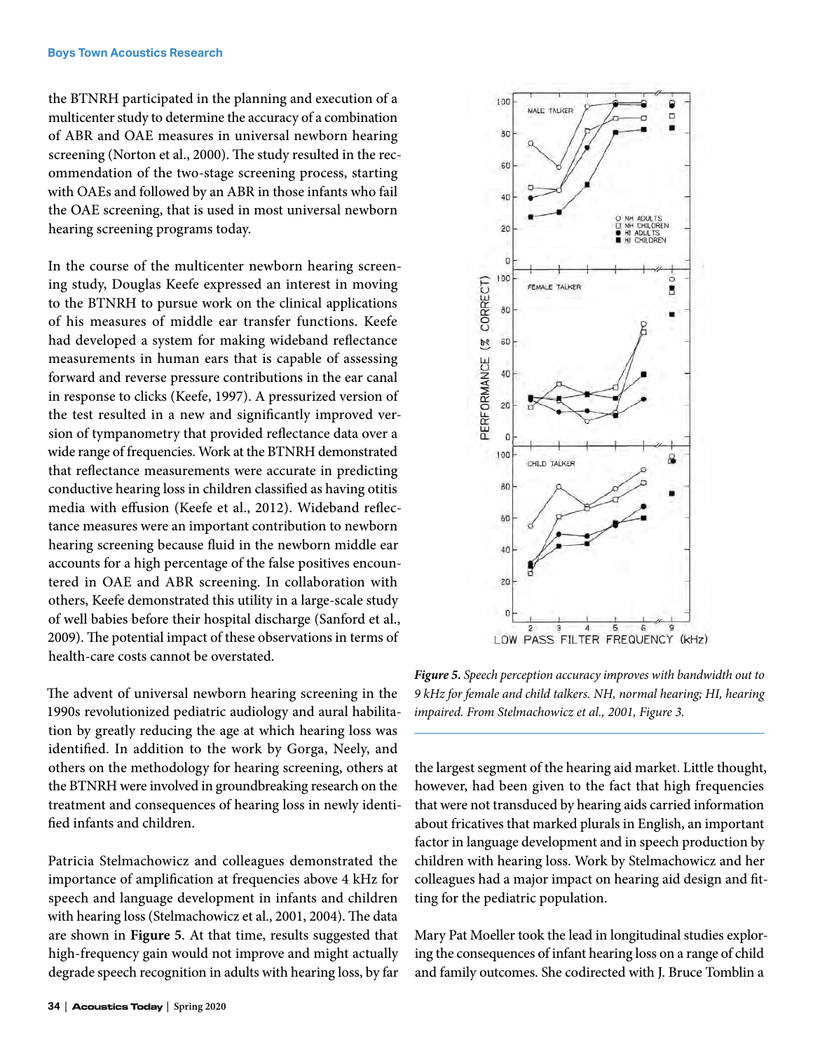the BTNRH participated in the planning and execution of a multicenter study to determine the accuracy of a combination of ABR and OAE measures in universal newborn hearing screening (Norton et al., 2000). The study resulted in the recommendation of the two-stage screening process, starting with OAEs and followed by an ABR in those infants who fail the OAE screening, that is used in most universal newborn hearing screening programs today.

In the course of the multicenter newborn hearing screening study, Douglas Keefe expressed an interest in moving to the BTNRH to pursue work on the clinical applications of his measures of middle ear transfer functions. Keefe had developed a system for making wideband reflectance measurements in human ears that is capable of assessing forward and reverse pressure contributions in the ear canal in response to clicks (Keefe, 1997). A pressurized version of the test resulted in a new and significantly improved version of tympanometry that provided reflectance data over a wide range of frequencies. Work at the BTNRH demonstrated that reflectance measurements were accurate in predicting conductive hearing loss in children classified as having otitis media with effusion (Keefe et al., 2012). Wideband reflectance measures were an important contribution to newborn hearing screening because fluid in the newborn middle ear accounts for a high percentage of the false positives encountered in OAE and ABR screening. In collaboration with others, Keefe demonstrated this utility in a large-scale study of well babies before their hospital discharge (Sanford et al., 2009). The potential impact of these observations in terms of health-care costs cannot be overstated.

The advent of universal newborn hearing screening in the 1990s revolutionized pediatric audiology and aural habilitation by greatly reducing the age at which hearing loss was identified. In addition to the work by Gorga, Neely, and others on the methodology for hearing screening, others at the BTNRH were involved in groundbreaking research on the treatment and consequences of hearing loss in newly identified infants and children.

Patricia Stelmachowicz and colleagues demonstrated the importance of amplification at frequencies above 4 kHz for speech and language development in infants and children with hearing loss (Stelmachowicz et al., 2001, 2004). The data are shown in **Figure 5**. At that time, results suggested that high-frequency gain would not improve and might actually degrade speech recognition in adults with hearing loss, by far the largest segment of the hearing aid market. Little thought, however, had been given to the fact that high frequencies that were not transduced by hearing aids carried information about fricatives that marked plurals in English, an important factor in language development and in speech production by children with hearing loss. Work by Stelmachowicz and her colleagues had a major impact on hearing aid design and fitting for the pediatric population.

***Figure 5.*** *Speech perception accuracy improves with bandwidth out to 9 kHz for female and child talkers. NH, normal hearing; HI, hearing impaired. From Stelmachowicz et al., 2001, Figure 3.*

Mary Pat Moeller took the lead in longitudinal studies exploring the consequences of infant hearing loss on a range of child and family outcomes. She codirected with J. Bruce Tomblin a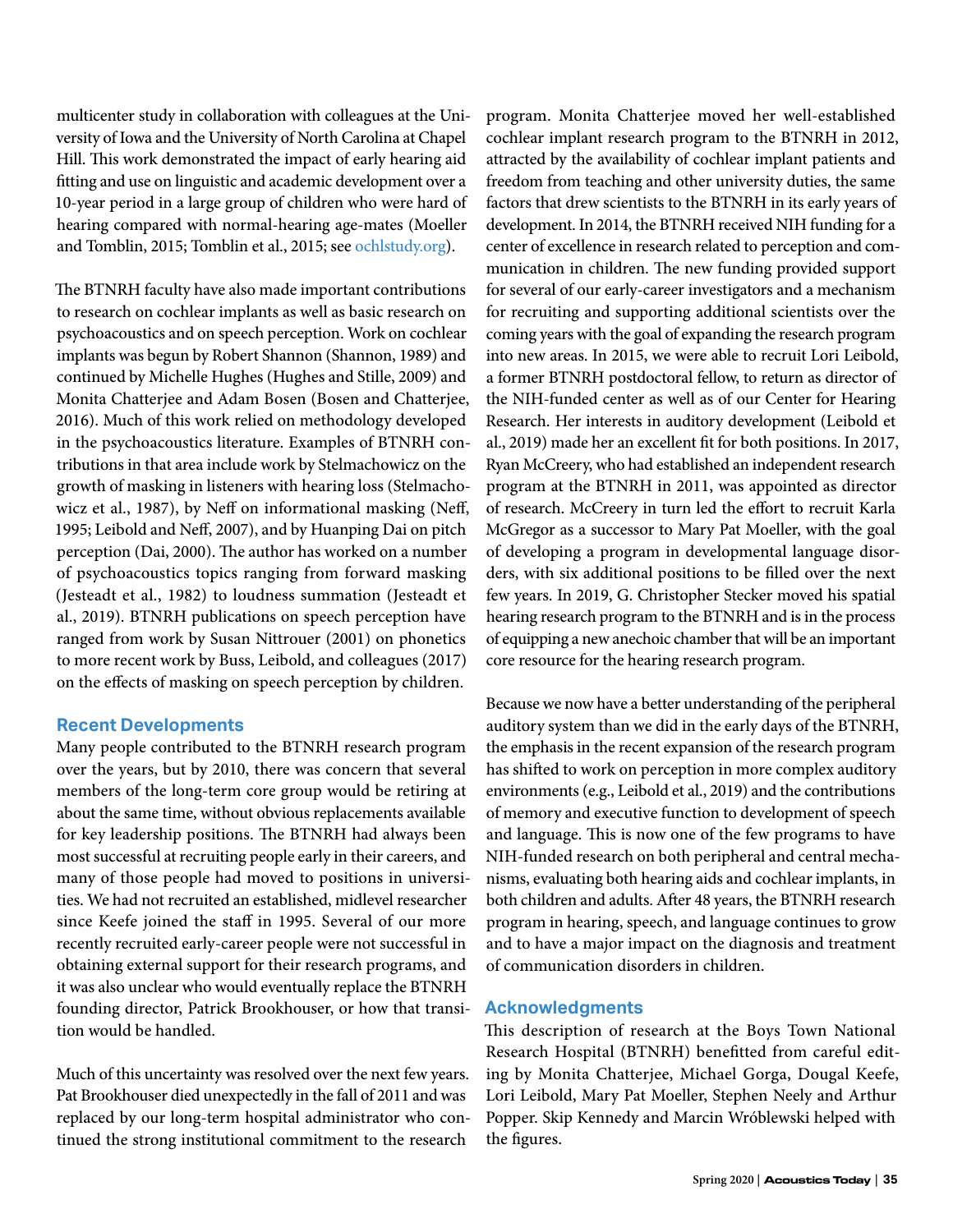multicenter study in collaboration with colleagues at the University of Iowa and the University of North Carolina at Chapel Hill. This work demonstrated the impact of early hearing aid fitting and use on linguistic and academic development over a 10-year period in a large group of children who were hard of hearing compared with normal-hearing age-mates (Moeller and Tomblin, 2015; Tomblin et al., 2015; see ochlstudy.org).

The BTNRH faculty have also made important contributions to research on cochlear implants as well as basic research on psychoacoustics and on speech perception. Work on cochlear implants was begun by Robert Shannon (Shannon, 1989) and continued by Michelle Hughes (Hughes and Stille, 2009) and Monita Chatterjee and Adam Bosen (Bosen and Chatterjee, 2016). Much of this work relied on methodology developed in the psychoacoustics literature. Examples of BTNRH contributions in that area include work by Stelmachowicz on the growth of masking in listeners with hearing loss (Stelmachowicz et al., 1987), by Neff on informational masking (Neff, 1995; Leibold and Neff, 2007), and by Huanping Dai on pitch perception (Dai, 2000). The author has worked on a number of psychoacoustics topics ranging from forward masking (Jesteadt et al., 1982) to loudness summation (Jesteadt et al., 2019). BTNRH publications on speech perception have ranged from work by Susan Nittrouer (2001) on phonetics to more recent work by Buss, Leibold, and colleagues (2017) on the effects of masking on speech perception by children.

## Recent Developments

Many people contributed to the BTNRH research program over the years, but by 2010, there was concern that several members of the long-term core group would be retiring at about the same time, without obvious replacements available for key leadership positions. The BTNRH had always been most successful at recruiting people early in their careers, and many of those people had moved to positions in universities. We had not recruited an established, midlevel researcher since Keefe joined the staff in 1995. Several of our more recently recruited early-career people were not successful in obtaining external support for their research programs, and it was also unclear who would eventually replace the BTNRH founding director, Patrick Brookhouser, or how that transition would be handled.

Much of this uncertainty was resolved over the next few years. Pat Brookhouser died unexpectedly in the fall of 2011 and was replaced by our long-term hospital administrator who continued the strong institutional commitment to the research program. Monita Chatterjee moved her well-established cochlear implant research program to the BTNRH in 2012, attracted by the availability of cochlear implant patients and freedom from teaching and other university duties, the same factors that drew scientists to the BTNRH in its early years of development. In 2014, the BTNRH received NIH funding for a center of excellence in research related to perception and communication in children. The new funding provided support for several of our early-career investigators and a mechanism for recruiting and supporting additional scientists over the coming years with the goal of expanding the research program into new areas. In 2015, we were able to recruit Lori Leibold, a former BTNRH postdoctoral fellow, to return as director of the NIH-funded center as well as of our Center for Hearing Research. Her interests in auditory development (Leibold et al., 2019) made her an excellent fit for both positions. In 2017, Ryan McCreery, who had established an independent research program at the BTNRH in 2011, was appointed as director of research. McCreery in turn led the effort to recruit Karla McGregor as a successor to Mary Pat Moeller, with the goal of developing a program in developmental language disorders, with six additional positions to be filled over the next few years. In 2019, G. Christopher Stecker moved his spatial hearing research program to the BTNRH and is in the process of equipping a new anechoic chamber that will be an important core resource for the hearing research program.

Because we now have a better understanding of the peripheral auditory system than we did in the early days of the BTNRH, the emphasis in the recent expansion of the research program has shifted to work on perception in more complex auditory environments (e.g., Leibold et al., 2019) and the contributions of memory and executive function to development of speech and language. This is now one of the few programs to have NIH-funded research on both peripheral and central mechanisms, evaluating both hearing aids and cochlear implants, in both children and adults. After 48 years, the BTNRH research program in hearing, speech, and language continues to grow and to have a major impact on the diagnosis and treatment of communication disorders in children.

## Acknowledgments

This description of research at the Boys Town National Research Hospital (BTNRH) benefitted from careful editing by Monita Chatterjee, Michael Gorga, Dougal Keefe, Lori Leibold, Mary Pat Moeller, Stephen Neely and Arthur Popper. Skip Kennedy and Marcin Wróblewski helped with the figures.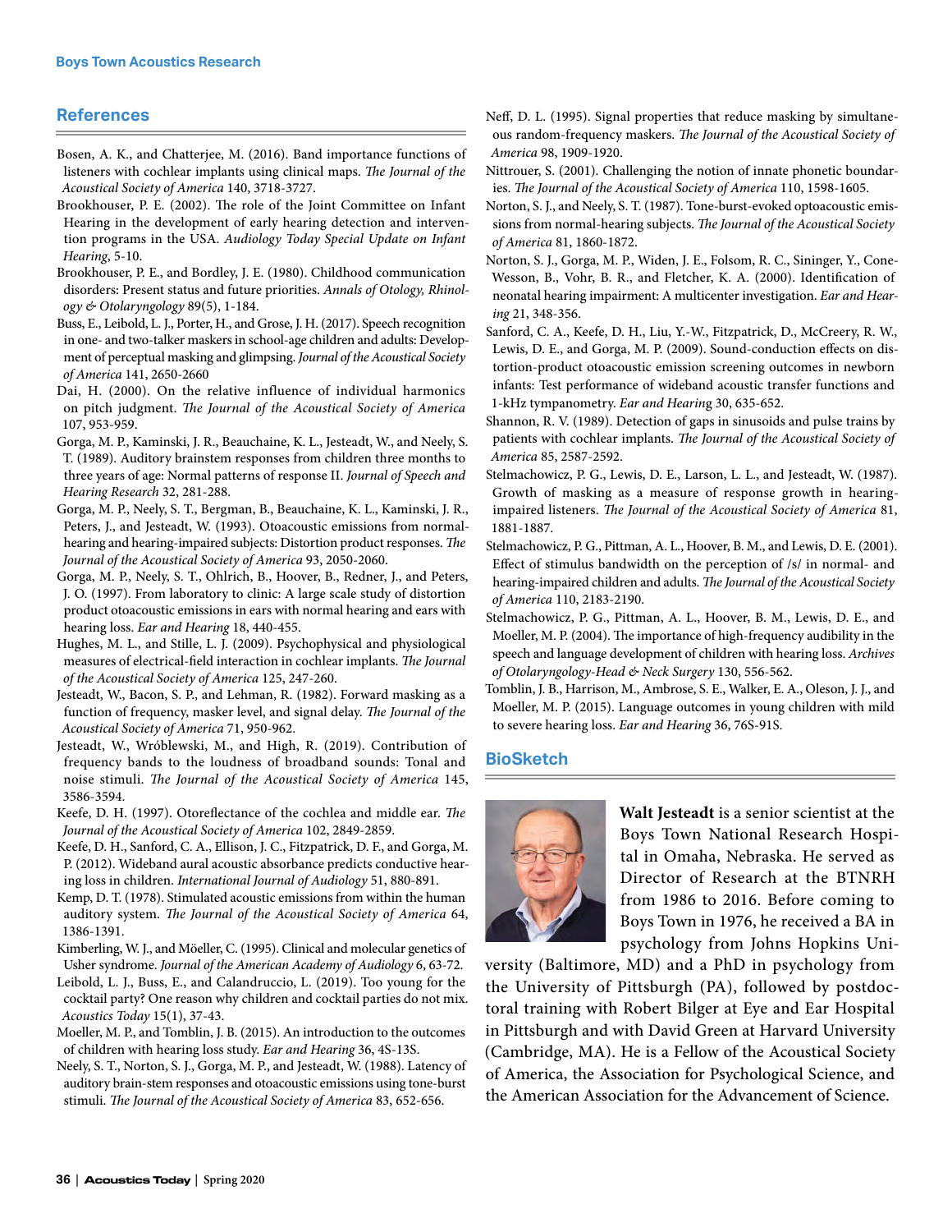## References

Bosen, A. K., and Chatterjee, M. (2016). Band importance functions of listeners with cochlear implants using clinical maps. *The Journal of the Acoustical Society of America* 140, 3718-3727.

Brookhouser, P. E. (2002). The role of the Joint Committee on Infant Hearing in the development of early hearing detection and intervention programs in the USA. *Audiology Today Special Update on Infant Hearing*, 5-10.

Brookhouser, P. E., and Bordley, J. E. (1980). Childhood communication disorders: Present status and future priorities. *Annals of Otology, Rhinology & Otolaryngology* 89(5), 1-184.

Buss, E., Leibold, L. J., Porter, H., and Grose, J. H. (2017). Speech recognition in one- and two-talker maskers in school-age children and adults: Development of perceptual masking and glimpsing. *Journal of the Acoustical Society of America* 141, 2650-2660

Dai, H. (2000). On the relative influence of individual harmonics on pitch judgment. *The Journal of the Acoustical Society of America* 107, 953-959.

Gorga, M. P., Kaminski, J. R., Beauchaine, K. L., Jesteadt, W., and Neely, S. T. (1989). Auditory brainstem responses from children three months to three years of age: Normal patterns of response II. *Journal of Speech and Hearing Research* 32, 281-288.

Gorga, M. P., Neely, S. T., Bergman, B., Beauchaine, K. L., Kaminski, J. R., Peters, J., and Jesteadt, W. (1993). Otoacoustic emissions from normal-hearing and hearing-impaired subjects: Distortion product responses. *The Journal of the Acoustical Society of America* 93, 2050-2060.

Gorga, M. P., Neely, S. T., Ohlrich, B., Hoover, B., Redner, J., and Peters, J. O. (1997). From laboratory to clinic: A large scale study of distortion product otoacoustic emissions in ears with normal hearing and ears with hearing loss. *Ear and Hearing* 18, 440-455.

Hughes, M. L., and Stille, L. J. (2009). Psychophysical and physiological measures of electrical-field interaction in cochlear implants. *The Journal of the Acoustical Society of America* 125, 247-260.

Jesteadt, W., Bacon, S. P., and Lehman, R. (1982). Forward masking as a function of frequency, masker level, and signal delay. *The Journal of the Acoustical Society of America* 71, 950-962.

Jesteadt, W., Wróblewski, M., and High, R. (2019). Contribution of frequency bands to the loudness of broadband sounds: Tonal and noise stimuli. *The Journal of the Acoustical Society of America* 145, 3586-3594.

Keefe, D. H. (1997). Otoreflectance of the cochlea and middle ear. *The Journal of the Acoustical Society of America* 102, 2849-2859.

Keefe, D. H., Sanford, C. A., Ellison, J. C., Fitzpatrick, D. F., and Gorga, M. P. (2012). Wideband aural acoustic absorbance predicts conductive hearing loss in children. *International Journal of Audiology* 51, 880-891.

Kemp, D. T. (1978). Stimulated acoustic emissions from within the human auditory system. *The Journal of the Acoustical Society of America* 64, 1386-1391.

Kimberling, W. J., and Möeller, C. (1995). Clinical and molecular genetics of Usher syndrome. *Journal of the American Academy of Audiology* 6, 63-72.

Leibold, L. J., Buss, E., and Calandruccio, L. (2019). Too young for the cocktail party? One reason why children and cocktail parties do not mix. *Acoustics Today* 15(1), 37-43.

Moeller, M. P., and Tomblin, J. B. (2015). An introduction to the outcomes of children with hearing loss study. *Ear and Hearing* 36, 4S-13S.

Neely, S. T., Norton, S. J., Gorga, M. P., and Jesteadt, W. (1988). Latency of auditory brain-stem responses and otoacoustic emissions using tone-burst stimuli. *The Journal of the Acoustical Society of America* 83, 652-656.

Neff, D. L. (1995). Signal properties that reduce masking by simultaneous random-frequency maskers. *The Journal of the Acoustical Society of America* 98, 1909-1920.

Nittrouer, S. (2001). Challenging the notion of innate phonetic boundaries. *The Journal of the Acoustical Society of America* 110, 1598-1605.

Norton, S. J., and Neely, S. T. (1987). Tone-burst-evoked optoacoustic emissions from normal-hearing subjects. *The Journal of the Acoustical Society of America* 81, 1860-1872.

Norton, S. J., Gorga, M. P., Widen, J. E., Folsom, R. C., Sininger, Y., Cone-Wesson, B., Vohr, B. R., and Fletcher, K. A. (2000). Identification of neonatal hearing impairment: A multicenter investigation. *Ear and Hearing* 21, 348-356.

Sanford, C. A., Keefe, D. H., Liu, Y.-W., Fitzpatrick, D., McCreery, R. W., Lewis, D. E., and Gorga, M. P. (2009). Sound-conduction effects on distortion-product otoacoustic emission screening outcomes in newborn infants: Test performance of wideband acoustic transfer functions and 1-kHz tympanometry. *Ear and Hearing* 30, 635-652.

Shannon, R. V. (1989). Detection of gaps in sinusoids and pulse trains by patients with cochlear implants. *The Journal of the Acoustical Society of America* 85, 2587-2592.

Stelmachowicz, P. G., Lewis, D. E., Larson, L. L., and Jesteadt, W. (1987). Growth of masking as a measure of response growth in hearing-impaired listeners. *The Journal of the Acoustical Society of America* 81, 1881-1887.

Stelmachowicz, P. G., Pittman, A. L., Hoover, B. M., and Lewis, D. E. (2001). Effect of stimulus bandwidth on the perception of /s/ in normal- and hearing-impaired children and adults. *The Journal of the Acoustical Society of America* 110, 2183-2190.

Stelmachowicz, P. G., Pittman, A. L., Hoover, B. M., Lewis, D. E., and Moeller, M. P. (2004). The importance of high-frequency audibility in the speech and language development of children with hearing loss. *Archives of Otolaryngology-Head & Neck Surgery* 130, 556-562.

Tomblin, J. B., Harrison, M., Ambrose, S. E., Walker, E. A., Oleson, J. J., and Moeller, M. P. (2015). Language outcomes in young children with mild to severe hearing loss. *Ear and Hearing* 36, 76S-91S.

## BioSketch

**Walt Jesteadt** is a senior scientist at the Boys Town National Research Hospital in Omaha, Nebraska. He served as Director of Research at the BTNRH from 1986 to 2016. Before coming to Boys Town in 1976, he received a BA in psychology from Johns Hopkins University (Baltimore, MD) and a PhD in psychology from the University of Pittsburgh (PA), followed by postdoctoral training with Robert Bilger at Eye and Ear Hospital in Pittsburgh and with David Green at Harvard University (Cambridge, MA). He is a Fellow of the Acoustical Society of America, the Association for Psychological Science, and the American Association for the Advancement of Science.